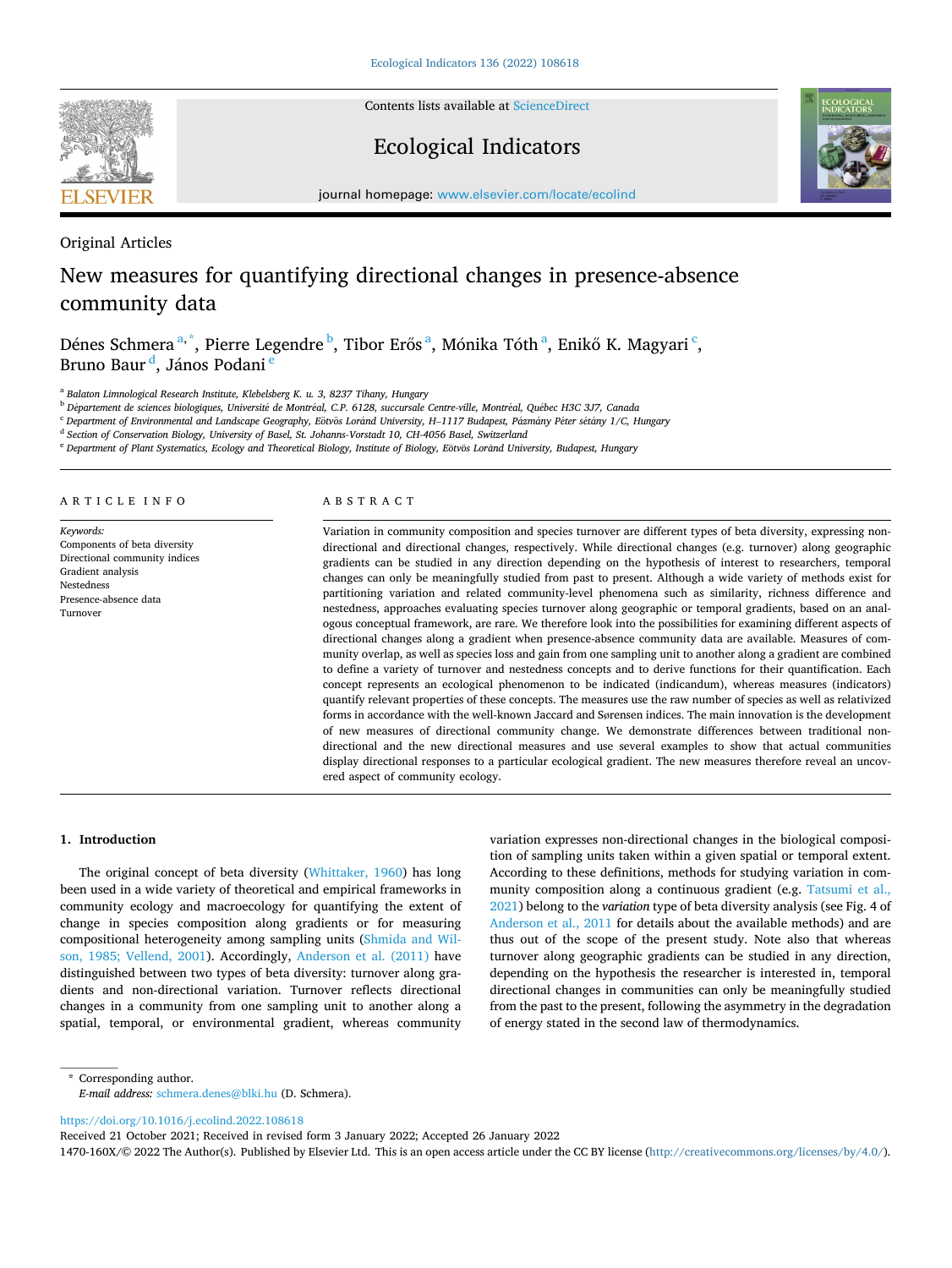Original Articles

# New measures for quantifying directional changes in presence-absence community data

Dénes Schmera [a,*], Pierre Legendre [b], Tibor Erős [a], Mónika Tóth [a], Enikő K. Magyari [c], Bruno Baur [d], János Podani [e]

[a] Balaton Limnological Research Institute, Klebelsberg K. u. 3, 8237 Tihany, Hungary
[b] Département de sciences biologiques, Université de Montréal, C.P. 6128, succursale Centre-ville, Montréal, Québec H3C 3J7, Canada
[c] Department of Environmental and Landscape Geography, Eötvös Loránd University, H–1117 Budapest, Pázmány Péter sétány 1/C, Hungary
[d] Section of Conservation Biology, University of Basel, St. Johanns-Vorstadt 10, CH-4056 Basel, Switzerland
[e] Department of Plant Systematics, Ecology and Theoretical Biology, Institute of Biology, Eötvös Loránd University, Budapest, Hungary

## ARTICLE INFO

*Keywords:*
Components of beta diversity
Directional community indices
Gradient analysis
Nestedness
Presence-absence data
Turnover

## ABSTRACT

Variation in community composition and species turnover are different types of beta diversity, expressing non-directional and directional changes, respectively. While directional changes (e.g. turnover) along geographic gradients can be studied in any direction depending on the hypothesis of interest to researchers, temporal changes can only be meaningfully studied from past to present. Although a wide variety of methods exist for partitioning variation and related community-level phenomena such as similarity, richness difference and nestedness, approaches evaluating species turnover along geographic or temporal gradients, based on an analogous conceptual framework, are rare. We therefore look into the possibilities for examining different aspects of directional changes along a gradient when presence-absence community data are available. Measures of community overlap, as well as species loss and gain from one sampling unit to another along a gradient are combined to define a variety of turnover and nestedness concepts and to derive functions for their quantification. Each concept represents an ecological phenomenon to be indicated (indicandum), whereas measures (indicators) quantify relevant properties of these concepts. The measures use the raw number of species as well as relativized forms in accordance with the well-known Jaccard and Sørensen indices. The main innovation is the development of new measures of directional community change. We demonstrate differences between traditional non-directional and the new directional measures and use several examples to show that actual communities display directional responses to a particular ecological gradient. The new measures therefore reveal an uncovered aspect of community ecology.

## 1. Introduction

The original concept of beta diversity (Whittaker, 1960) has long been used in a wide variety of theoretical and empirical frameworks in community ecology and macroecology for quantifying the extent of change in species composition along gradients or for measuring compositional heterogeneity among sampling units (Shmida and Wilson, 1985; Vellend, 2001). Accordingly, Anderson et al. (2011) have distinguished between two types of beta diversity: turnover along gradients and non-directional variation. Turnover reflects directional changes in a community from one sampling unit to another along a spatial, temporal, or environmental gradient, whereas community variation expresses non-directional changes in the biological composition of sampling units taken within a given spatial or temporal extent. According to these definitions, methods for studying variation in community composition along a continuous gradient (e.g. Tatsumi et al., 2021) belong to the *variation* type of beta diversity analysis (see Fig. 4 of Anderson et al., 2011 for details about the available methods) and are thus out of the scope of the present study. Note also that whereas turnover along geographic gradients can be studied in any direction, depending on the hypothesis the researcher is interested in, temporal directional changes in communities can only be meaningfully studied from the past to the present, following the asymmetry in the degradation of energy stated in the second law of thermodynamics.

\* Corresponding author.
*E-mail address:* schmera.denes@blki.hu (D. Schmera).

https://doi.org/10.1016/j.ecolind.2022.108618
Received 21 October 2021; Received in revised form 3 January 2022; Accepted 26 January 2022
1470-160X/© 2022 The Author(s). Published by Elsevier Ltd. This is an open access article under the CC BY license (http://creativecommons.org/licenses/by/4.0/).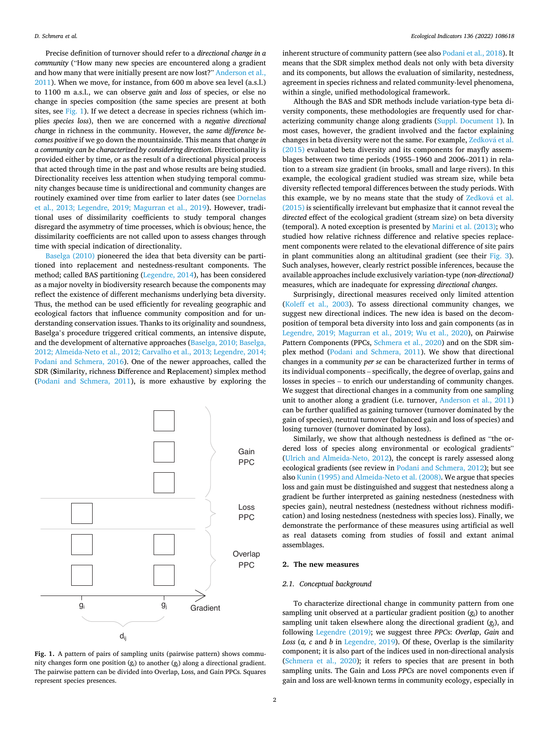Precise definition of turnover should refer to a *directional change in a community* ("How many new species are encountered along a gradient and how many that were initially present are now lost?" Anderson et al., 2011). When we move, for instance, from 600 m above sea level (a.s.l.) to 1100 m a.s.l., we can observe *gain* and *loss* of species, or else no change in species composition (the same species are present at both sites, see Fig. 1). If we detect a decrease in species richness (which implies *species loss*), then we are concerned with a *negative directional change* in richness in the community. However, the *same difference becomes positive* if we go down the mountainside. This means that *change in a community can be characterized by considering direction*. Directionality is provided either by time, or as the result of a directional physical process that acted through time in the past and whose results are being studied. Directionality receives less attention when studying temporal community changes because time is unidirectional and community changes are routinely examined over time from earlier to later dates (see Dornelas et al., 2013; Legendre, 2019; Magurran et al., 2019). However, traditional uses of dissimilarity coefficients to study temporal changes disregard the asymmetry of time processes, which is obvious; hence, the dissimilarity coefficients are not called upon to assess changes through time with special indication of directionality.

Baselga (2010) pioneered the idea that beta diversity can be partitioned into replacement and nestedness-resultant components. The method; called BAS partitioning (Legendre, 2014), has been considered as a major novelty in biodiversity research because the components may reflect the existence of different mechanisms underlying beta diversity. Thus, the method can be used efficiently for revealing geographic and ecological factors that influence community composition and for understanding conservation issues. Thanks to its originality and soundness, Baselga's procedure triggered critical comments, an intensive dispute, and the development of alternative approaches (Baselga, 2010; Baselga, 2012; Almeida-Neto et al., 2012; Carvalho et al., 2013; Legendre, 2014; Podani and Schmera, 2016). One of the newer approaches, called the SDR (**S**imilarity, richness **D**ifference and **R**eplacement) simplex method (Podani and Schmera, 2011), is more exhaustive by exploring the inherent structure of community pattern (see also Podani et al., 2018). It means that the SDR simplex method deals not only with beta diversity and its components, but allows the evaluation of similarity, nestedness, agreement in species richness and related community-level phenomena, within a single, unified methodological framework.

Fig. 1. A pattern of pairs of sampling units (pairwise pattern) shows community changes form one position ($g_i$) to another ($g_j$) along a directional gradient. The pairwise pattern can be divided into Overlap, Loss, and Gain PPCs. Squares represent species presences.

Although the BAS and SDR methods include variation-type beta diversity components, these methodologies are frequently used for characterizing community change along gradients (Suppl. Document 1). In most cases, however, the gradient involved and the factor explaining changes in beta diversity were not the same. For example, Zedková et al. (2015) evaluated beta diversity and its components for mayfly assemblages between two time periods (1955–1960 and 2006–2011) in relation to a stream size gradient (in brooks, small and large rivers). In this example, the ecological gradient studied was stream size, while beta diversity reflected temporal differences between the study periods. With this example, we by no means state that the study of Zedková et al. (2015) is scientifically irrelevant but emphasize that it cannot reveal the *directed* effect of the ecological gradient (stream size) on beta diversity (temporal). A noted exception is presented by Marini et al. (2013); who studied how relative richness difference and relative species replacement components were related to the elevational difference of site pairs in plant communities along an altitudinal gradient (see their Fig. 3). Such analyses, however, clearly restrict possible inferences, because the available approaches include exclusively variation-type (*non-directional)* measures, which are inadequate for expressing *directional changes*.

Surprisingly, directional measures received only limited attention (Koleff et al., 2003). To assess directional community changes, we suggest new directional indices. The new idea is based on the decomposition of temporal beta diversity into loss and gain components (as in Legendre, 2019; Magurran et al., 2019; Wu et al., 2020), on *P*airwise *P*attern *C*omponents (PPCs, Schmera et al., 2020) and on the SDR simplex method (Podani and Schmera, 2011). We show that directional changes in a community *per se* can be characterized further in terms of its individual components – specifically, the degree of overlap, gains and losses in species – to enrich our understanding of community changes. We suggest that directional changes in a community from one sampling unit to another along a gradient (i.e. turnover, Anderson et al., 2011) can be further qualified as gaining turnover (turnover dominated by the gain of species), neutral turnover (balanced gain and loss of species) and losing turnover (turnover dominated by loss).

Similarly, we show that although nestedness is defined as "the ordered loss of species along environmental or ecological gradients" (Ulrich and Almeida-Neto, 2012), the concept is rarely assessed along ecological gradients (see review in Podani and Schmera, 2012); but see also Kunin (1995) and Almeida-Neto et al. (2008). We argue that species loss and gain must be distinguished and suggest that nestedness along a gradient be further interpreted as gaining nestedness (nestedness with species gain), neutral nestedness (nestedness without richness modification) and losing nestedness (nestedness with species loss). Finally, we demonstrate the performance of these measures using artificial as well as real datasets coming from studies of fossil and extant animal assemblages.

## 2. The new measures

### 2.1. Conceptual background

To characterize directional change in community pattern from one sampling unit observed at a particular gradient position ($g_i$) to another sampling unit taken elsewhere along the directional gradient ($g_j$), and following Legendre (2019); we suggest three *PPCs*: *Overlap*, *Gain* and *Loss* (*a, c* and *b* in Legendre, 2019). Of these, Overlap is the similarity component; it is also part of the indices used in non-directional analysis (Schmera et al., 2020); it refers to species that are present in both sampling units. The Gain and Loss *PPCs* are novel components even if gain and loss are well-known terms in community ecology, especially in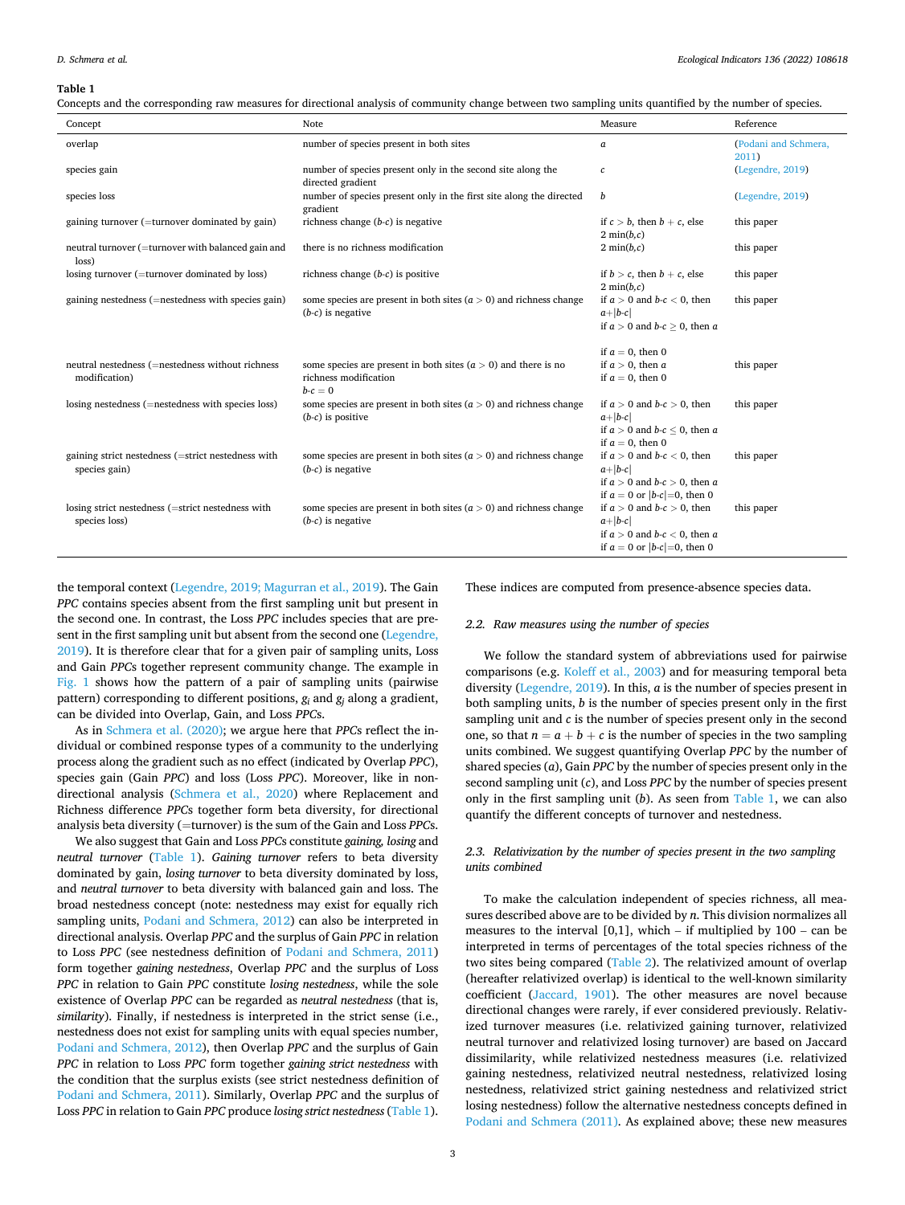**Table 1**

Concepts and the corresponding raw measures for directional analysis of community change between two sampling units quantified by the number of species.

| Concept | Note | Measure | Reference |
|---|---|---|---|
| overlap | number of species present in both sites | $a$ | (Podani and Schmera, 2011) |
| species gain | number of species present only in the second site along the directed gradient | $c$ | (Legendre, 2019) |
| species loss | number of species present only in the first site along the directed gradient | $b$ | (Legendre, 2019) |
| gaining turnover (=turnover dominated by gain) | richness change ($b$-$c$) is negative | if $c > b$, then $b + c$, else 2 min($b$,$c$) | this paper |
| neutral turnover (=turnover with balanced gain and loss) | there is no richness modification | 2 min($b$,$c$) | this paper |
| losing turnover (=turnover dominated by loss) | richness change ($b$-$c$) is positive | if $b > c$, then $b + c$, else 2 min($b$,$c$) | this paper |
| gaining nestedness (=nestedness with species gain) | some species are present in both sites ($a > 0$) and richness change ($b$-$c$) is negative | if $a > 0$ and $b$-$c$ < 0, then $a$+\|$b$-$c$\| <br> if $a > 0$ and $b$-$c$ ≥ 0, then $a$ <br> if $a = 0$, then 0 | this paper |
| neutral nestedness (=nestedness without richness modification) | some species are present in both sites ($a > 0$) and there is no richness modification $b$-$c$ = 0 | if $a > 0$, then $a$ <br> if $a = 0$, then 0 | this paper |
| losing nestedness (=nestedness with species loss) | some species are present in both sites ($a > 0$) and richness change ($b$-$c$) is positive | if $a > 0$ and $b$-$c$ > 0, then $a$+\|$b$-$c$\| <br> if $a > 0$ and $b$-$c$ ≤ 0, then $a$ <br> if $a = 0$, then 0 | this paper |
| gaining strict nestedness (=strict nestedness with species gain) | some species are present in both sites ($a > 0$) and richness change ($b$-$c$) is negative | if $a > 0$ and $b$-$c$ < 0, then $a$+\|$b$-$c$\| <br> if $a > 0$ and $b$-$c$ > 0, then $a$ <br> if $a = 0$ or \|$b$-$c$\|=0, then 0 | this paper |
| losing strict nestedness (=strict nestedness with species loss) | some species are present in both sites ($a > 0$) and richness change ($b$-$c$) is negative | if $a > 0$ and $b$-$c$ > 0, then $a$+\|$b$-$c$\| <br> if $a > 0$ and $b$-$c$ < 0, then $a$ <br> if $a = 0$ or \|$b$-$c$\|=0, then 0 | this paper |

the temporal context (Legendre, 2019; Magurran et al., 2019). The Gain *PPC* contains species absent from the first sampling unit but present in the second one. In contrast, the Loss *PPC* includes species that are present in the first sampling unit but absent from the second one (Legendre, 2019). It is therefore clear that for a given pair of sampling units, Loss and Gain *PPCs* together represent community change. The example in Fig. 1 shows how the pattern of a pair of sampling units (pairwise pattern) corresponding to different positions, $g_i$ and $g_j$ along a gradient, can be divided into Overlap, Gain, and Loss *PPCs*.

As in Schmera et al. (2020); we argue here that *PPCs* reflect the individual or combined response types of a community to the underlying process along the gradient such as no effect (indicated by Overlap *PPC*), species gain (Gain *PPC*) and loss (Loss *PPC*). Moreover, like in non-directional analysis (Schmera et al., 2020) where Replacement and Richness difference *PPCs* together form beta diversity, for directional analysis beta diversity (=turnover) is the sum of the Gain and Loss *PPCs*.

We also suggest that Gain and Loss *PPCs* constitute *gaining, losing* and *neutral turnover* (Table 1). *Gaining turnover* refers to beta diversity dominated by gain, *losing turnover* to beta diversity dominated by loss, and *neutral turnover* to beta diversity with balanced gain and loss. The broad nestedness concept (note: nestedness may exist for equally rich sampling units, Podani and Schmera, 2012) can also be interpreted in directional analysis. Overlap *PPC* and the surplus of Gain *PPC* in relation to Loss *PPC* (see nestedness definition of Podani and Schmera, 2011) form together *gaining nestedness*, Overlap *PPC* and the surplus of Loss *PPC* in relation to Gain *PPC* constitute *losing nestedness*, while the sole existence of Overlap *PPC* can be regarded as *neutral nestedness* (that is, *similarity*). Finally, if nestedness is interpreted in the strict sense (i.e., nestedness does not exist for sampling units with equal species number, Podani and Schmera, 2012), then Overlap *PPC* and the surplus of Gain *PPC* in relation to Loss *PPC* form together *gaining strict nestedness* with the condition that the surplus exists (see strict nestedness definition of Podani and Schmera, 2011). Similarly, Overlap *PPC* and the surplus of Loss *PPC* in relation to Gain *PPC* produce *losing strict nestedness* (Table 1). These indices are computed from presence-absence species data.

### 2.2. Raw measures using the number of species

We follow the standard system of abbreviations used for pairwise comparisons (e.g. Koleff et al., 2003) and for measuring temporal beta diversity (Legendre, 2019). In this, $a$ is the number of species present in both sampling units, $b$ is the number of species present only in the first sampling unit and $c$ is the number of species present only in the second one, so that $n = a + b + c$ is the number of species in the two sampling units combined. We suggest quantifying Overlap *PPC* by the number of shared species ($a$), Gain *PPC* by the number of species present only in the second sampling unit ($c$), and Loss *PPC* by the number of species present only in the first sampling unit ($b$). As seen from Table 1, we can also quantify the different concepts of turnover and nestedness.

### 2.3. Relativization by the number of species present in the two sampling units combined

To make the calculation independent of species richness, all measures described above are to be divided by $n$. This division normalizes all measures to the interval [0,1], which – if multiplied by 100 – can be interpreted in terms of percentages of the total species richness of the two sites being compared (Table 2). The relativized amount of overlap (hereafter relativized overlap) is identical to the well-known similarity coefficient (Jaccard, 1901). The other measures are novel because directional changes were rarely, if ever considered previously. Relativized turnover measures (i.e. relativized gaining turnover, relativized neutral turnover and relativized losing turnover) are based on Jaccard dissimilarity, while relativized nestedness measures (i.e. relativized gaining nestedness, relativized neutral nestedness, relativized losing nestedness, relativized strict gaining nestedness and relativized strict losing nestedness) follow the alternative nestedness concepts defined in Podani and Schmera (2011). As explained above; these new measures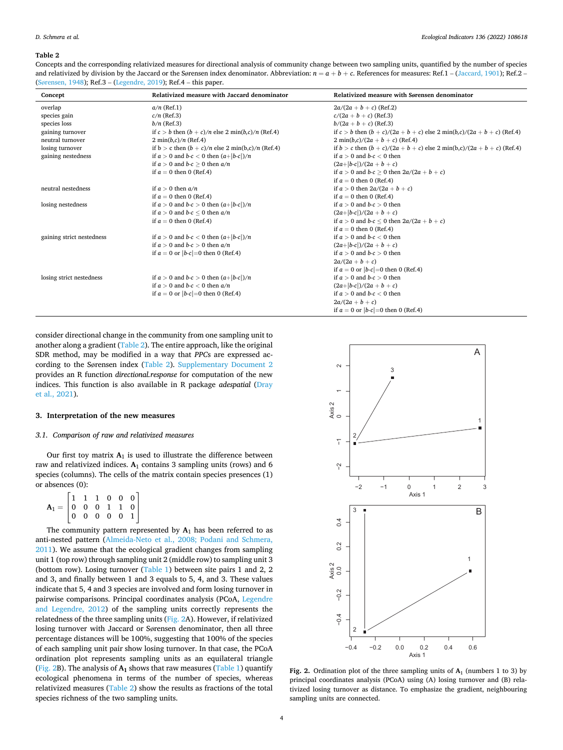**Table 2**

Concepts and the corresponding relativized measures for directional analysis of community change between two sampling units, quantified by the number of species and relativized by division by the Jaccard or the Sørensen index denominator. Abbreviation: $n = a + b + c$. References for measures: Ref.1 – (Jaccard, 1901); Ref.2 – (Sørensen, 1948); Ref.3 – (Legendre, 2019); Ref.4 – this paper.

| Concept | Relativized measure with Jaccard denominator | Relativized measure with Sørensen denominator |
|---|---|---|
| overlap | $a/n$ (Ref.1) | $2a/(2a + b + c)$ (Ref.2) |
| species gain | $c/n$ (Ref.3) | $c/(2a + b + c)$ (Ref.3) |
| species loss | $b/n$ (Ref.3) | $b/(2a + b + c)$ (Ref.3) |
| gaining turnover | if $c > b$ then $(b + c)/n$ else $2\min(b,c)/n$ (Ref.4) | if $c > b$ then $(b + c)/(2a + b + c)$ else $2\min(b,c)/(2a + b + c)$ (Ref.4) |
| neutral turnover | $2\min(b,c)/n$ (Ref.4) | $2\min(b,c)/(2a + b + c)$ (Ref.4) |
| losing turnover | if $b > c$ then $(b + c)/n$ else $2\min(b,c)/n$ (Ref.4) | if $b > c$ then $(b + c)/(2a + b + c)$ else $2\min(b,c)/(2a + b + c)$ (Ref.4) |
| gaining nestedness | if $a > 0$ and $b$-$c < 0$ then $(a+\|b$-$c\|)/n$<br>if $a > 0$ and $b$-$c \geq 0$ then $a/n$<br>if $a = 0$ then 0 (Ref.4) | if $a > 0$ and $b$-$c < 0$ then $(2a+\|b$-$c\|)/(2a + b + c)$<br>if $a > 0$ and $b$-$c \geq 0$ then $2a/(2a + b + c)$<br>if $a = 0$ then 0 (Ref.4) |
| neutral nestedness | if $a > 0$ then $a/n$<br>if $a = 0$ then 0 (Ref.4) | if $a > 0$ then $2a/(2a + b + c)$<br>if $a = 0$ then 0 (Ref.4) |
| losing nestedness | if $a > 0$ and $b$-$c > 0$ then $(a+\|b$-$c\|)/n$<br>if $a > 0$ and $b$-$c \leq 0$ then $a/n$<br>if $a = 0$ then 0 (Ref.4) | if $a > 0$ and $b$-$c > 0$ then $(2a+\|b$-$c\|)/(2a + b + c)$<br>if $a > 0$ and $b$-$c \leq 0$ then $2a/(2a + b + c)$<br>if $a = 0$ then 0 (Ref.4) |
| gaining strict nestedness | if $a > 0$ and $b$-$c < 0$ then $(a+\|b$-$c\|)/n$<br>if $a > 0$ and $b$-$c > 0$ then $a/n$<br>if $a = 0$ or $\|b$-$c\|=0$ then 0 (Ref.4) | if $a > 0$ and $b$-$c < 0$ then $(2a+\|b$-$c\|)/(2a + b + c)$<br>if $a > 0$ and $b$-$c > 0$ then $2a/(2a + b + c)$<br>if $a = 0$ or $\|b$-$c\|=0$ then 0 (Ref.4) |
| losing strict nestedness | if $a > 0$ and $b$-$c > 0$ then $(a+\|b$-$c\|)/n$<br>if $a > 0$ and $b$-$c < 0$ then $a/n$<br>if $a = 0$ or $\|b$-$c\|=0$ then 0 (Ref.4) | if $a > 0$ and $b$-$c > 0$ then $(2a+\|b$-$c\|)/(2a + b + c)$<br>if $a > 0$ and $b$-$c < 0$ then $2a/(2a + b + c)$<br>if $a = 0$ or $\|b$-$c\|=0$ then 0 (Ref.4) |

consider directional change in the community from one sampling unit to another along a gradient (Table 2). The entire approach, like the original SDR method, may be modified in a way that *PPCs* are expressed according to the Sørensen index (Table 2). Supplementary Document 2 provides an R function *directional.response* for computation of the new indices. This function is also available in R package *adespatial* (Dray et al., 2021).

## 3. Interpretation of the new measures

### 3.1. Comparison of raw and relativized measures

Our first toy matrix $\mathbf{A}_1$ is used to illustrate the difference between raw and relativized indices. $\mathbf{A}_1$ contains 3 sampling units (rows) and 6 species (columns). The cells of the matrix contain species presences (1) or absences (0):

$$\mathbf{A}_1 = \begin{bmatrix} 1 & 1 & 1 & 0 & 0 & 0 \\ 0 & 0 & 0 & 1 & 1 & 0 \\ 0 & 0 & 0 & 0 & 0 & 1 \end{bmatrix}$$

The community pattern represented by $\mathbf{A}_1$ has been referred to as anti-nested pattern (Almeida-Neto et al., 2008; Podani and Schmera, 2011). We assume that the ecological gradient changes from sampling unit 1 (top row) through sampling unit 2 (middle row) to sampling unit 3 (bottom row). Losing turnover (Table 1) between site pairs 1 and 2, 2 and 3, and finally between 1 and 3 equals to 5, 4, and 3. These values indicate that 5, 4 and 3 species are involved and form losing turnover in pairwise comparisons. Principal coordinates analysis (PCoA, Legendre and Legendre, 2012) of the sampling units correctly represents the relatedness of the three sampling units (Fig. 2A). However, if relativized losing turnover with Jaccard or Sørensen denominator, then all three percentage distances will be 100%, suggesting that 100% of the species of each sampling unit pair show losing turnover. In that case, the PCoA ordination plot represents sampling units as an equilateral triangle (Fig. 2B). The analysis of $\mathbf{A}_1$ shows that raw measures (Table 1) quantify ecological phenomena in terms of the number of species, whereas relativized measures (Table 2) show the results as fractions of the total species richness of the two sampling units.

**Fig. 2.** Ordination plot of the three sampling units of $\mathbf{A}_1$ (numbers 1 to 3) by principal coordinates analysis (PCoA) using (A) losing turnover and (B) relativized losing turnover as distance. To emphasize the gradient, neighbouring sampling units are connected.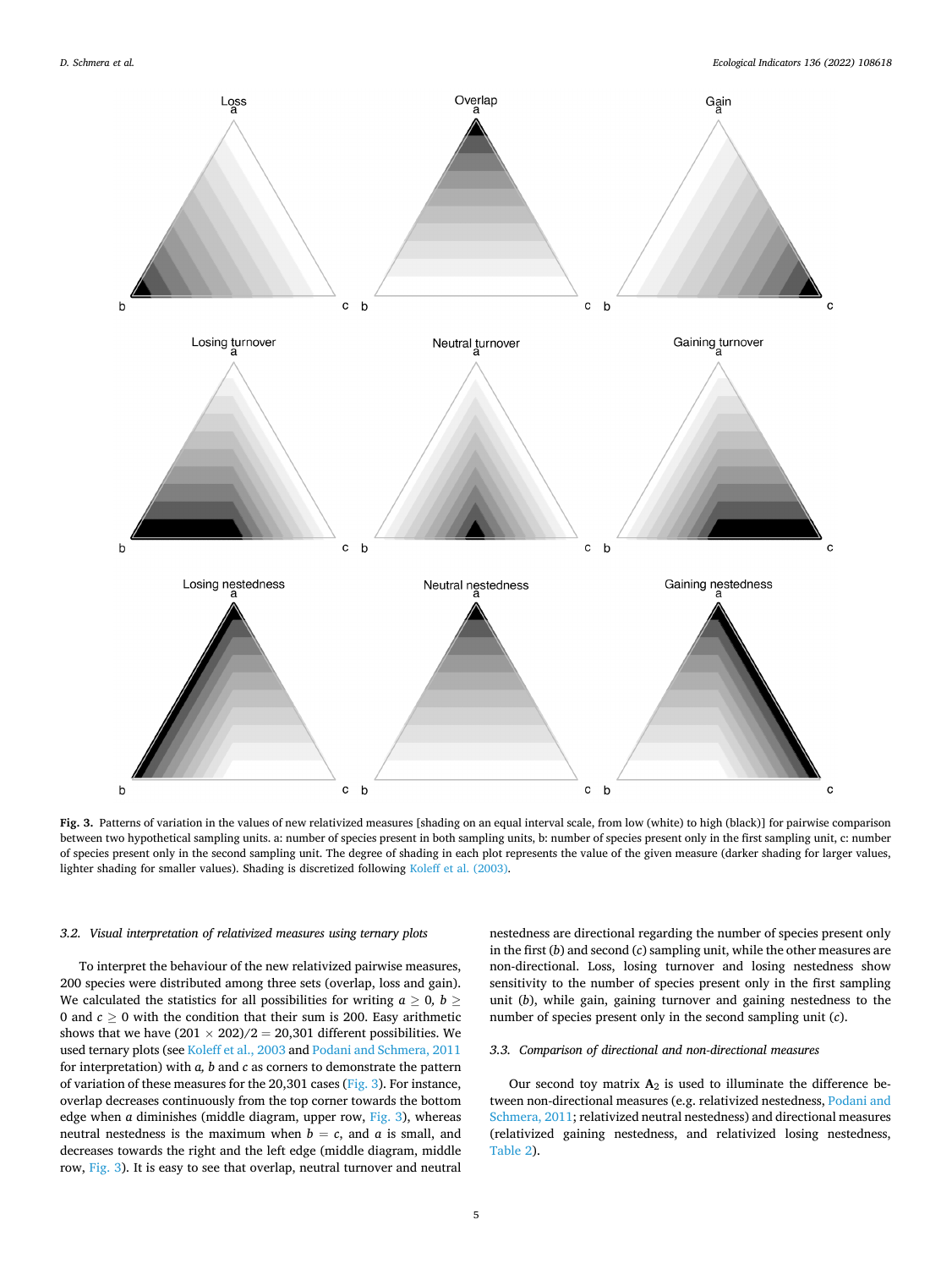**Fig. 3.** Patterns of variation in the values of new relativized measures [shading on an equal interval scale, from low (white) to high (black)] for pairwise comparison between two hypothetical sampling units. a: number of species present in both sampling units, b: number of species present only in the first sampling unit, c: number of species present only in the second sampling unit. The degree of shading in each plot represents the value of the given measure (darker shading for larger values, lighter shading for smaller values). Shading is discretized following Koleff et al. (2003).

### 3.2. Visual interpretation of relativized measures using ternary plots

To interpret the behaviour of the new relativized pairwise measures, 200 species were distributed among three sets (overlap, loss and gain). We calculated the statistics for all possibilities for writing $a \geq 0$, $b \geq 0$ and $c \geq 0$ with the condition that their sum is 200. Easy arithmetic shows that we have $(201 \times 202)/2 = 20{,}301$ different possibilities. We used ternary plots (see Koleff et al., 2003 and Podani and Schmera, 2011 for interpretation) with $a$, $b$ and $c$ as corners to demonstrate the pattern of variation of these measures for the 20,301 cases (Fig. 3). For instance, overlap decreases continuously from the top corner towards the bottom edge when $a$ diminishes (middle diagram, upper row, Fig. 3), whereas neutral nestedness is the maximum when $b = c$, and $a$ is small, and decreases towards the right and the left edge (middle diagram, middle row, Fig. 3). It is easy to see that overlap, neutral turnover and neutral nestedness are directional regarding the number of species present only in the first ($b$) and second ($c$) sampling unit, while the other measures are non-directional. Loss, losing turnover and losing nestedness show sensitivity to the number of species present only in the first sampling unit ($b$), while gain, gaining turnover and gaining nestedness to the number of species present only in the second sampling unit ($c$).

### 3.3. Comparison of directional and non-directional measures

Our second toy matrix $\mathbf{A}_2$ is used to illuminate the difference between non-directional measures (e.g. relativized nestedness, Podani and Schmera, 2011; relativized neutral nestedness) and directional measures (relativized gaining nestedness, and relativized losing nestedness, Table 2).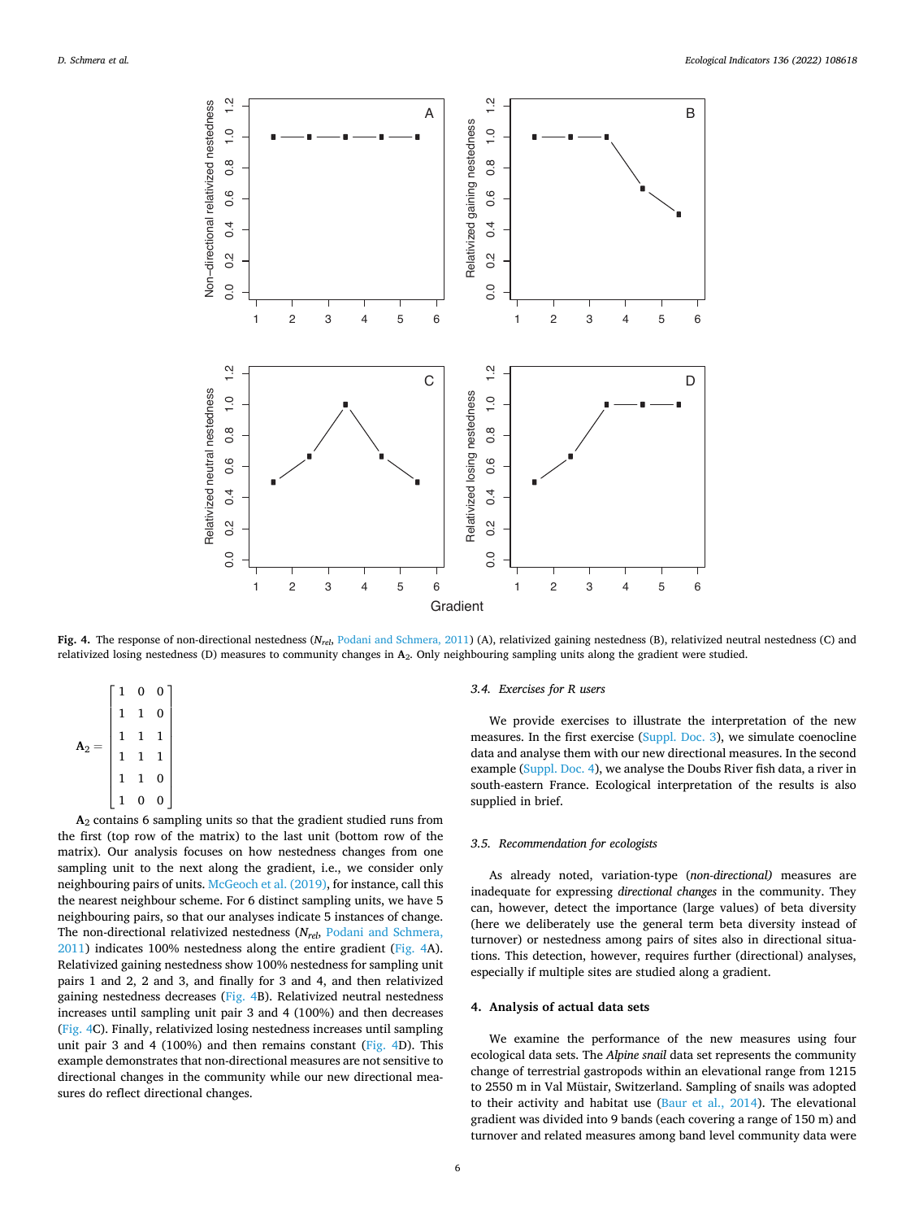**Fig. 4.** The response of non-directional nestedness ($N_{rel}$, Podani and Schmera, 2011) (A), relativized gaining nestedness (B), relativized neutral nestedness (C) and relativized losing nestedness (D) measures to community changes in $\mathbf{A}_2$. Only neighbouring sampling units along the gradient were studied.

$$\mathbf{A}_2 = \begin{bmatrix} 1 & 0 & 0 \\ 1 & 1 & 0 \\ 1 & 1 & 1 \\ 1 & 1 & 1 \\ 1 & 1 & 0 \\ 1 & 0 & 0 \end{bmatrix}$$

$\mathbf{A}_2$ contains 6 sampling units so that the gradient studied runs from the first (top row of the matrix) to the last unit (bottom row of the matrix). Our analysis focuses on how nestedness changes from one sampling unit to the next along the gradient, i.e., we consider only neighbouring pairs of units. McGeoch et al. (2019), for instance, call this the nearest neighbour scheme. For 6 distinct sampling units, we have 5 neighbouring pairs, so that our analyses indicate 5 instances of change. The non-directional relativized nestedness ($N_{rel}$, Podani and Schmera, 2011) indicates 100% nestedness along the entire gradient (Fig. 4A). Relativized gaining nestedness show 100% nestedness for sampling unit pairs 1 and 2, 2 and 3, and finally for 3 and 4, and then relativized gaining nestedness decreases (Fig. 4B). Relativized neutral nestedness increases until sampling unit pair 3 and 4 (100%) and then decreases (Fig. 4C). Finally, relativized losing nestedness increases until sampling unit pair 3 and 4 (100%) and then remains constant (Fig. 4D). This example demonstrates that non-directional measures are not sensitive to directional changes in the community while our new directional measures do reflect directional changes.

### 3.4. Exercises for R users

We provide exercises to illustrate the interpretation of the new measures. In the first exercise (Suppl. Doc. 3), we simulate coenocline data and analyse them with our new directional measures. In the second example (Suppl. Doc. 4), we analyse the Doubs River fish data, a river in south-eastern France. Ecological interpretation of the results is also supplied in brief.

### 3.5. Recommendation for ecologists

As already noted, variation-type (*non-directional)* measures are inadequate for expressing *directional changes* in the community. They can, however, detect the importance (large values) of beta diversity (here we deliberately use the general term beta diversity instead of turnover) or nestedness among pairs of sites also in directional situations. This detection, however, requires further (directional) analyses, especially if multiple sites are studied along a gradient.

## 4. Analysis of actual data sets

We examine the performance of the new measures using four ecological data sets. The *Alpine snail* data set represents the community change of terrestrial gastropods within an elevational range from 1215 to 2550 m in Val Müstair, Switzerland. Sampling of snails was adopted to their activity and habitat use (Baur et al., 2014). The elevational gradient was divided into 9 bands (each covering a range of 150 m) and turnover and related measures among band level community data were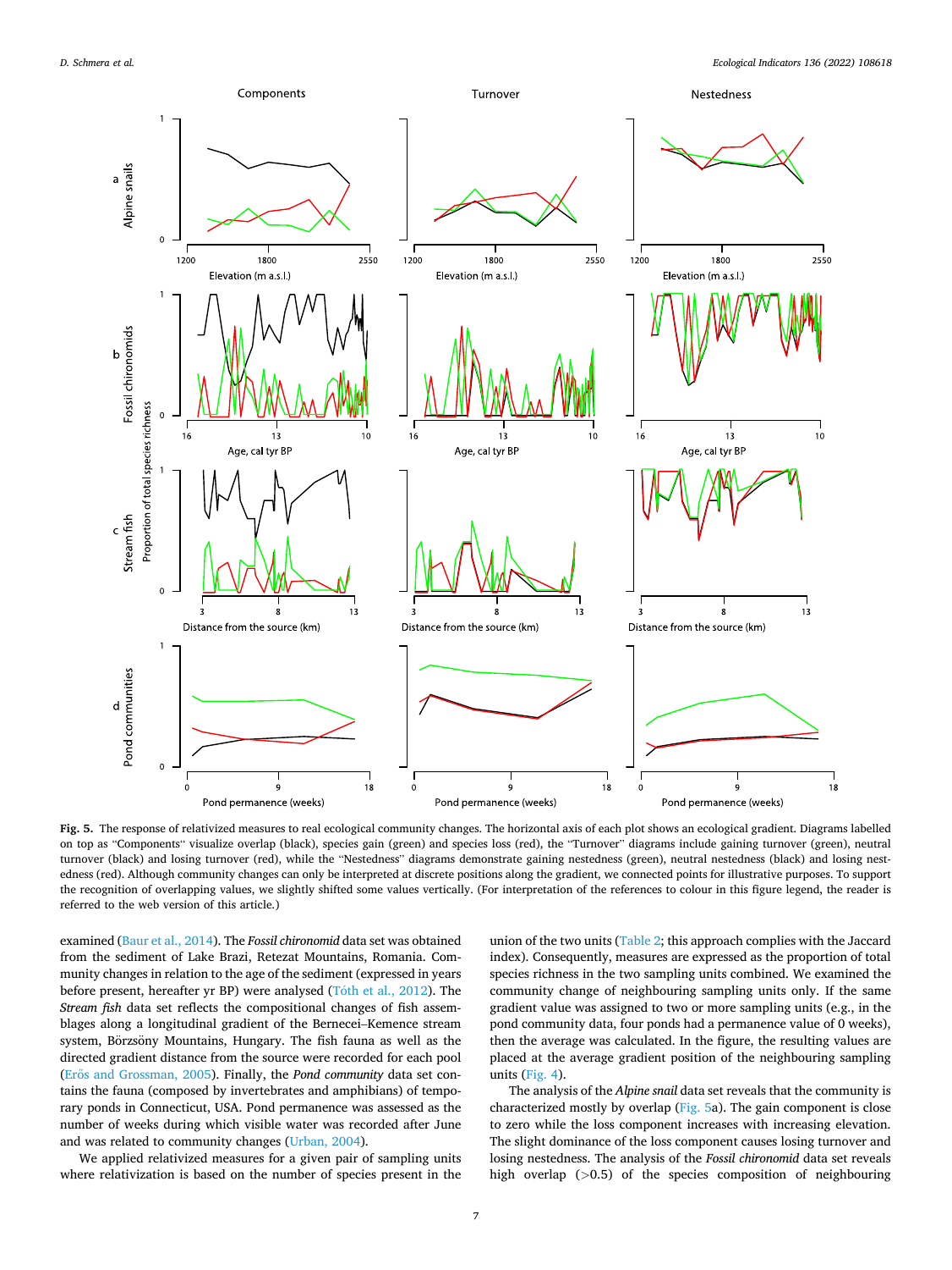**Fig. 5.** The response of relativized measures to real ecological community changes. The horizontal axis of each plot shows an ecological gradient. Diagrams labelled on top as "Components" visualize overlap (black), species gain (green) and species loss (red), the "Turnover" diagrams include gaining turnover (green), neutral turnover (black) and losing turnover (red), while the "Nestedness" diagrams demonstrate gaining nestedness (green), neutral nestedness (black) and losing nestedness (red). Although community changes can only be interpreted at discrete positions along the gradient, we connected points for illustrative purposes. To support the recognition of overlapping values, we slightly shifted some values vertically. (For interpretation of the references to colour in this figure legend, the reader is referred to the web version of this article.)

examined (Baur et al., 2014). The *Fossil chironomid* data set was obtained from the sediment of Lake Brazi, Retezat Mountains, Romania. Community changes in relation to the age of the sediment (expressed in years before present, hereafter yr BP) were analysed (Tóth et al., 2012). The *Stream fish* data set reflects the compositional changes of fish assemblages along a longitudinal gradient of the Bernecei–Kemence stream system, Börzsöny Mountains, Hungary. The fish fauna as well as the directed gradient distance from the source were recorded for each pool (Erős and Grossman, 2005). Finally, the *Pond community* data set contains the fauna (composed by invertebrates and amphibians) of temporary ponds in Connecticut, USA. Pond permanence was assessed as the number of weeks during which visible water was recorded after June and was related to community changes (Urban, 2004).

We applied relativized measures for a given pair of sampling units where relativization is based on the number of species present in the union of the two units (Table 2; this approach complies with the Jaccard index). Consequently, measures are expressed as the proportion of total species richness in the two sampling units combined. We examined the community change of neighbouring sampling units only. If the same gradient value was assigned to two or more sampling units (e.g., in the pond community data, four ponds had a permanence value of 0 weeks), then the average was calculated. In the figure, the resulting values are placed at the average gradient position of the neighbouring sampling units (Fig. 4).

The analysis of the *Alpine snail* data set reveals that the community is characterized mostly by overlap (Fig. 5a). The gain component is close to zero while the loss component increases with increasing elevation. The slight dominance of the loss component causes losing turnover and losing nestedness. The analysis of the *Fossil chironomid* data set reveals high overlap (>0.5) of the species composition of neighbouring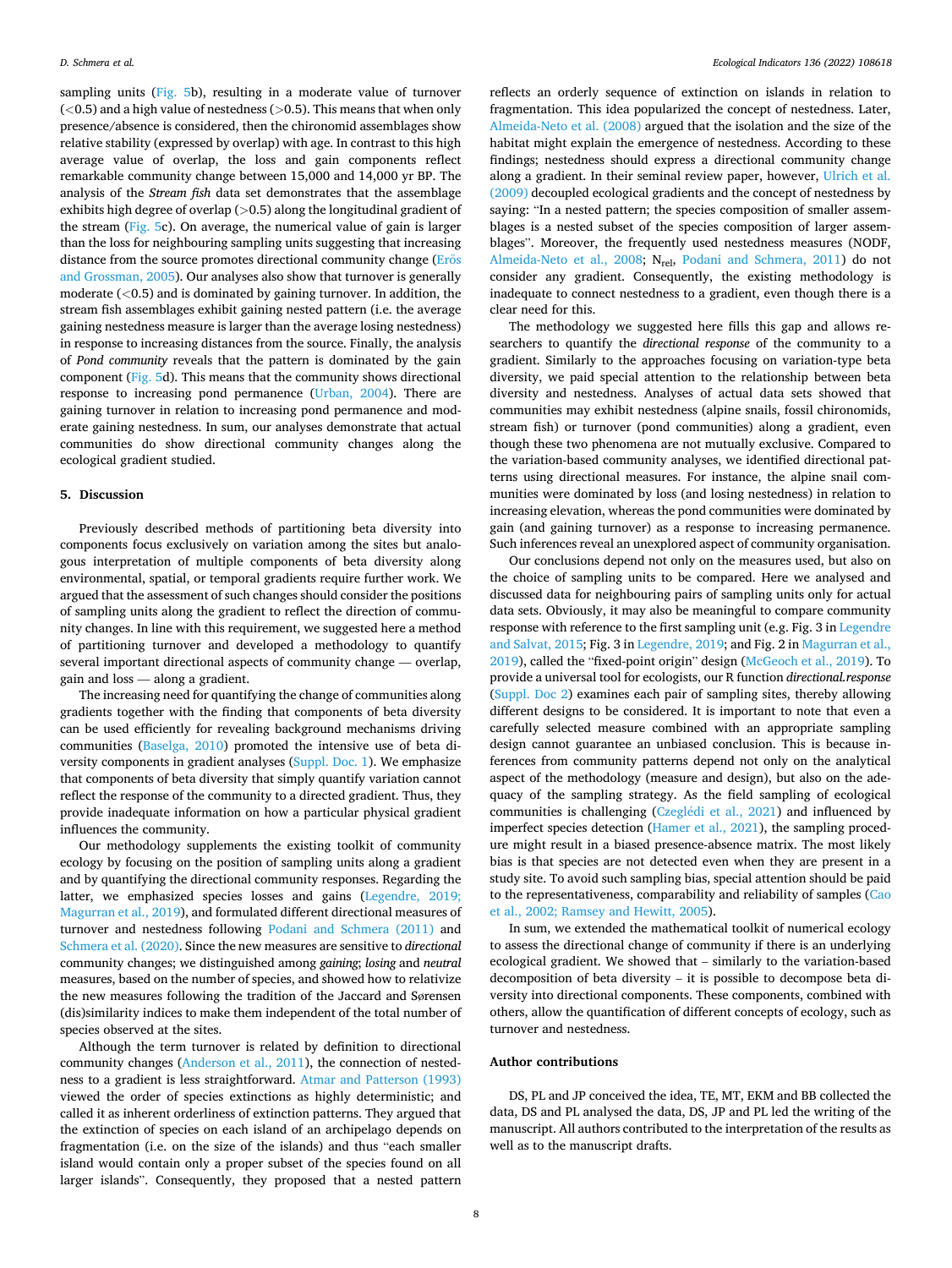sampling units (Fig. 5b), resulting in a moderate value of turnover (<0.5) and a high value of nestedness (>0.5). This means that when only presence/absence is considered, then the chironomid assemblages show relative stability (expressed by overlap) with age. In contrast to this high average value of overlap, the loss and gain components reflect remarkable community change between 15,000 and 14,000 yr BP. The analysis of the *Stream fish* data set demonstrates that the assemblage exhibits high degree of overlap (>0.5) along the longitudinal gradient of the stream (Fig. 5c). On average, the numerical value of gain is larger than the loss for neighbouring sampling units suggesting that increasing distance from the source promotes directional community change (Erős and Grossman, 2005). Our analyses also show that turnover is generally moderate (<0.5) and is dominated by gaining turnover. In addition, the stream fish assemblages exhibit gaining nested pattern (i.e. the average gaining nestedness measure is larger than the average losing nestedness) in response to increasing distances from the source. Finally, the analysis of *Pond community* reveals that the pattern is dominated by the gain component (Fig. 5d). This means that the community shows directional response to increasing pond permanence (Urban, 2004). There are gaining turnover in relation to increasing pond permanence and moderate gaining nestedness. In sum, our analyses demonstrate that actual communities do show directional community changes along the ecological gradient studied.

## 5. Discussion

Previously described methods of partitioning beta diversity into components focus exclusively on variation among the sites but analogous interpretation of multiple components of beta diversity along environmental, spatial, or temporal gradients require further work. We argued that the assessment of such changes should consider the positions of sampling units along the gradient to reflect the direction of community changes. In line with this requirement, we suggested here a method of partitioning turnover and developed a methodology to quantify several important directional aspects of community change — overlap, gain and loss — along a gradient.

The increasing need for quantifying the change of communities along gradients together with the finding that components of beta diversity can be used efficiently for revealing background mechanisms driving communities (Baselga, 2010) promoted the intensive use of beta diversity components in gradient analyses (Suppl. Doc. 1). We emphasize that components of beta diversity that simply quantify variation cannot reflect the response of the community to a directed gradient. Thus, they provide inadequate information on how a particular physical gradient influences the community.

Our methodology supplements the existing toolkit of community ecology by focusing on the position of sampling units along a gradient and by quantifying the directional community responses. Regarding the latter, we emphasized species losses and gains (Legendre, 2019; Magurran et al., 2019), and formulated different directional measures of turnover and nestedness following Podani and Schmera (2011) and Schmera et al. (2020). Since the new measures are sensitive to *directional* community changes; we distinguished among *gaining*; *losing* and *neutral* measures, based on the number of species, and showed how to relativize the new measures following the tradition of the Jaccard and Sørensen (dis)similarity indices to make them independent of the total number of species observed at the sites.

Although the term turnover is related by definition to directional community changes (Anderson et al., 2011), the connection of nestedness to a gradient is less straightforward. Atmar and Patterson (1993) viewed the order of species extinctions as highly deterministic; and called it as inherent orderliness of extinction patterns. They argued that the extinction of species on each island of an archipelago depends on fragmentation (i.e. on the size of the islands) and thus "each smaller island would contain only a proper subset of the species found on all larger islands". Consequently, they proposed that a nested pattern reflects an orderly sequence of extinction on islands in relation to fragmentation. This idea popularized the concept of nestedness. Later, Almeida-Neto et al. (2008) argued that the isolation and the size of the habitat might explain the emergence of nestedness. According to these findings; nestedness should express a directional community change along a gradient. In their seminal review paper, however, Ulrich et al. (2009) decoupled ecological gradients and the concept of nestedness by saying: "In a nested pattern; the species composition of smaller assemblages is a nested subset of the species composition of larger assemblages". Moreover, the frequently used nestedness measures (NODF, Almeida-Neto et al., 2008; $N_{rel}$, Podani and Schmera, 2011) do not consider any gradient. Consequently, the existing methodology is inadequate to connect nestedness to a gradient, even though there is a clear need for this.

The methodology we suggested here fills this gap and allows researchers to quantify the *directional response* of the community to a gradient. Similarly to the approaches focusing on variation-type beta diversity, we paid special attention to the relationship between beta diversity and nestedness. Analyses of actual data sets showed that communities may exhibit nestedness (alpine snails, fossil chironomids, stream fish) or turnover (pond communities) along a gradient, even though these two phenomena are not mutually exclusive. Compared to the variation-based community analyses, we identified directional patterns using directional measures. For instance, the alpine snail communities were dominated by loss (and losing nestedness) in relation to increasing elevation, whereas the pond communities were dominated by gain (and gaining turnover) as a response to increasing permanence. Such inferences reveal an unexplored aspect of community organisation.

Our conclusions depend not only on the measures used, but also on the choice of sampling units to be compared. Here we analysed and discussed data for neighbouring pairs of sampling units only for actual data sets. Obviously, it may also be meaningful to compare community response with reference to the first sampling unit (e.g. Fig. 3 in Legendre and Salvat, 2015; Fig. 3 in Legendre, 2019; and Fig. 2 in Magurran et al., 2019), called the "fixed-point origin" design (McGeoch et al., 2019). To provide a universal tool for ecologists, our R function *directional.response* (Suppl. Doc 2) examines each pair of sampling sites, thereby allowing different designs to be considered. It is important to note that even a carefully selected measure combined with an appropriate sampling design cannot guarantee an unbiased conclusion. This is because inferences from community patterns depend not only on the analytical aspect of the methodology (measure and design), but also on the adequacy of the sampling strategy. As the field sampling of ecological communities is challenging (Czeglédi et al., 2021) and influenced by imperfect species detection (Hamer et al., 2021), the sampling procedure might result in a biased presence-absence matrix. The most likely bias is that species are not detected even when they are present in a study site. To avoid such sampling bias, special attention should be paid to the representativeness, comparability and reliability of samples (Cao et al., 2002; Ramsey and Hewitt, 2005).

In sum, we extended the mathematical toolkit of numerical ecology to assess the directional change of community if there is an underlying ecological gradient. We showed that – similarly to the variation-based decomposition of beta diversity – it is possible to decompose beta diversity into directional components. These components, combined with others, allow the quantification of different concepts of ecology, such as turnover and nestedness.

## Author contributions

DS, PL and JP conceived the idea, TE, MT, EKM and BB collected the data, DS and PL analysed the data, DS, JP and PL led the writing of the manuscript. All authors contributed to the interpretation of the results as well as to the manuscript drafts.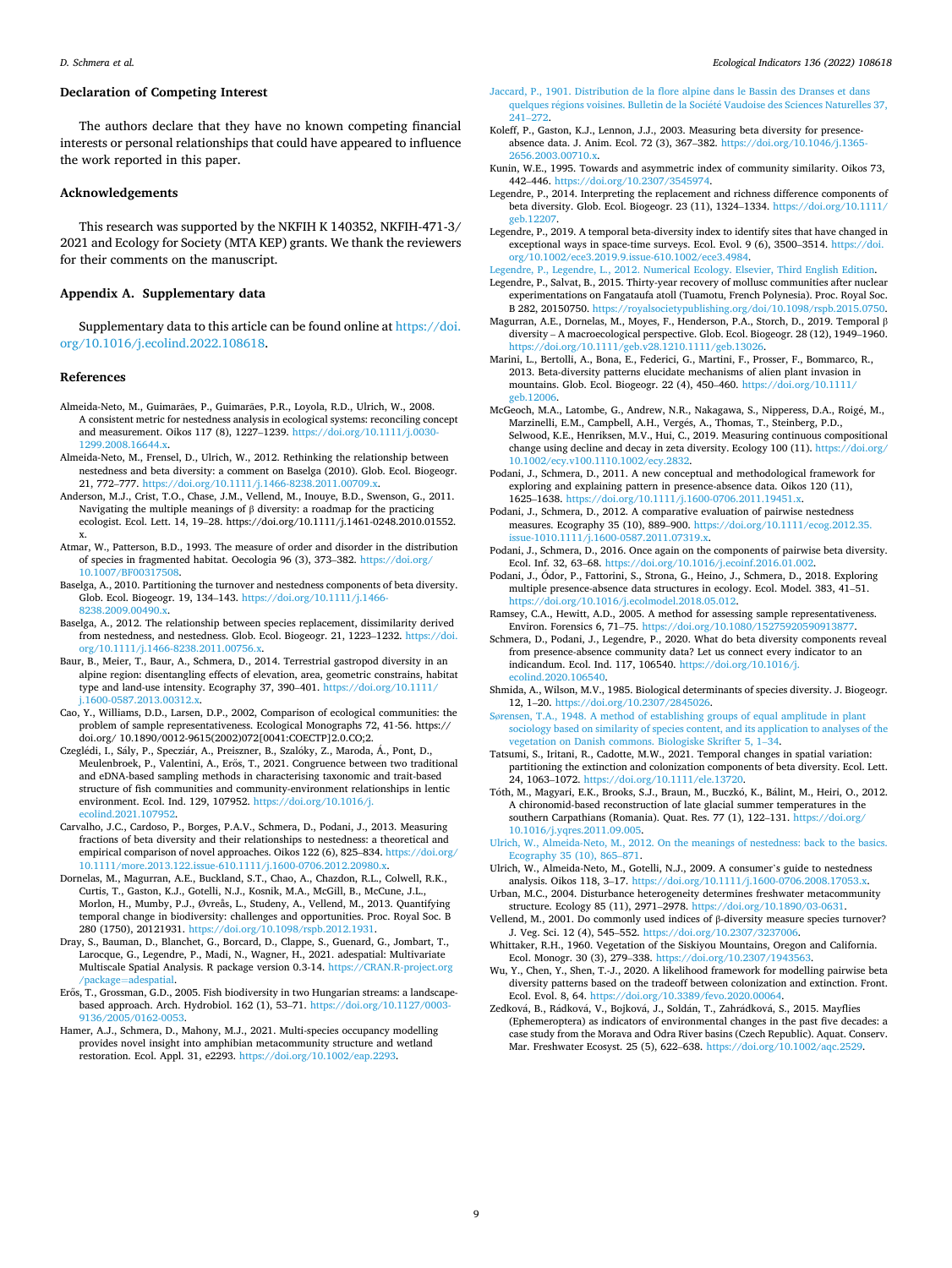## Declaration of Competing Interest

The authors declare that they have no known competing financial interests or personal relationships that could have appeared to influence the work reported in this paper.

## Acknowledgements

This research was supported by the NKFIH K 140352, NKFIH-471-3/2021 and Ecology for Society (MTA KEP) grants. We thank the reviewers for their comments on the manuscript.

## Appendix A. Supplementary data

Supplementary data to this article can be found online at https://doi.org/10.1016/j.ecolind.2022.108618.

## References

Almeida-Neto, M., Guimarães, P., Guimarães, P.R., Loyola, R.D., Ulrich, W., 2008. A consistent metric for nestedness analysis in ecological systems: reconciling concept and measurement. Oikos 117 (8), 1227–1239. https://doi.org/10.1111/j.0030-1299.2008.16644.x.

Almeida-Neto, M., Frensel, D., Ulrich, W., 2012. Rethinking the relationship between nestedness and beta diversity: a comment on Baselga (2010). Glob. Ecol. Biogeogr. 21, 772–777. https://doi.org/10.1111/j.1466-8238.2011.00709.x.

Anderson, M.J., Crist, T.O., Chase, J.M., Vellend, M., Inouye, B.D., Swenson, G., 2011. Navigating the multiple meanings of β diversity: a roadmap for the practicing ecologist. Ecol. Lett. 14, 19–28. https://doi.org/10.1111/j.1461-0248.2010.01552.x.

Atmar, W., Patterson, B.D., 1993. The measure of order and disorder in the distribution of species in fragmented habitat. Oecologia 96 (3), 373–382. https://doi.org/10.1007/BF00317508.

Baselga, A., 2010. Partitioning the turnover and nestedness components of beta diversity. Glob. Ecol. Biogeogr. 19, 134–143. https://doi.org/10.1111/j.1466-8238.2009.00490.x.

Baselga, A., 2012. The relationship between species replacement, dissimilarity derived from nestedness, and nestedness. Glob. Ecol. Biogeogr. 21, 1223–1232. https://doi.org/10.1111/j.1466-8238.2011.00756.x.

Baur, B., Meier, T., Baur, A., Schmera, D., 2014. Terrestrial gastropod diversity in an alpine region: disentangling effects of elevation, area, geometric constrains, habitat type and land-use intensity. Ecography 37, 390–401. https://doi.org/10.1111/j.1600-0587.2013.00312.x.

Cao, Y., Williams, D.D., Larsen, D.P., 2002, Comparison of ecological communities: the problem of sample representativeness. Ecological Monographs 72, 41-56. https://doi.org/ 10.1890/0012-9615(2002)072[0041:COECTP]2.0.CO;2.

Czeglédi, I., Sály, P., Specziár, A., Preiszner, B., Szalóky, Z., Maroda, Á., Pont, D., Meulenbroek, P., Valentini, A., Erős, T., 2021. Congruence between two traditional and eDNA-based sampling methods in characterising taxonomic and trait-based structure of fish communities and community-environment relationships in lentic environment. Ecol. Ind. 129, 107952. https://doi.org/10.1016/j.ecolind.2021.107952.

Carvalho, J.C., Cardoso, P., Borges, P.A.V., Schmera, D., Podani, J., 2013. Measuring fractions of beta diversity and their relationships to nestedness: a theoretical and empirical comparison of novel approaches. Oikos 122 (6), 825–834. https://doi.org/10.1111/more.2013.122.issue-610.1111/j.1600-0706.2012.20980.x.

Dornelas, M., Magurran, A.E., Buckland, S.T., Chao, A., Chazdon, R.L., Colwell, R.K., Curtis, T., Gaston, K.J., Gotelli, N.J., Kosnik, M.A., McGill, B., McCune, J.L., Morlon, H., Mumby, P.J., Øvreås, L., Studeny, A., Vellend, M., 2013. Quantifying temporal change in biodiversity: challenges and opportunities. Proc. Royal Soc. B 280 (1750), 20121931. https://doi.org/10.1098/rspb.2012.1931.

Dray, S., Bauman, D., Blanchet, G., Borcard, D., Clappe, S., Guenard, G., Jombart, T., Larocque, G., Legendre, P., Madi, N., Wagner, H., 2021. adespatial: Multivariate Multiscale Spatial Analysis. R package version 0.3-14. https://CRAN.R-project.org/package=adespatial.

Erős, T., Grossman, G.D., 2005. Fish biodiversity in two Hungarian streams: a landscape-based approach. Arch. Hydrobiol. 162 (1), 53–71. https://doi.org/10.1127/0003-9136/2005/0162-0053.

Hamer, A.J., Schmera, D., Mahony, M.J., 2021. Multi-species occupancy modelling provides novel insight into amphibian metacommunity structure and wetland restoration. Ecol. Appl. 31, e2293. https://doi.org/10.1002/eap.2293.

Jaccard, P., 1901. Distribution de la flore alpine dans le Bassin des Dranses et dans quelques régions voisines. Bulletin de la Société Vaudoise des Sciences Naturelles 37, 241–272.

Koleff, P., Gaston, K.J., Lennon, J.J., 2003. Measuring beta diversity for presence-absence data. J. Anim. Ecol. 72 (3), 367–382. https://doi.org/10.1046/j.1365-2656.2003.00710.x.

Kunin, W.E., 1995. Towards and asymmetric index of community similarity. Oikos 73, 442–446. https://doi.org/10.2307/3545974.

Legendre, P., 2014. Interpreting the replacement and richness difference components of beta diversity. Glob. Ecol. Biogeogr. 23 (11), 1324–1334. https://doi.org/10.1111/geb.12207.

Legendre, P., 2019. A temporal beta-diversity index to identify sites that have changed in exceptional ways in space-time surveys. Ecol. Evol. 9 (6), 3500–3514. https://doi.org/10.1002/ece3.2019.9.issue-610.1002/ece3.4984.

Legendre, P., Legendre, L., 2012. Numerical Ecology. Elsevier, Third English Edition.

Legendre, P., Salvat, B., 2015. Thirty-year recovery of mollusc communities after nuclear experimentations on Fangataufa atoll (Tuamotu, French Polynesia). Proc. Royal Soc. B 282, 20150750. https://royalsocietypublishing.org/doi/10.1098/rspb.2015.0750.

Magurran, A.E., Dornelas, M., Moyes, F., Henderson, P.A., Storch, D., 2019. Temporal β diversity – A macroecological perspective. Glob. Ecol. Biogeogr. 28 (12), 1949–1960. https://doi.org/10.1111/geb.v28.1210.1111/geb.13026.

Marini, L., Bertolli, A., Bona, E., Federici, G., Martini, F., Prosser, F., Bommarco, R., 2013. Beta-diversity patterns elucidate mechanisms of alien plant invasion in mountains. Glob. Ecol. Biogeogr. 22 (4), 450–460. https://doi.org/10.1111/geb.12006.

McGeoch, M.A., Latombe, G., Andrew, N.R., Nakagawa, S., Nipperess, D.A., Roigé, M., Marzinelli, E.M., Campbell, A.H., Vergés, A., Thomas, T., Steinberg, P.D., Selwood, K.E., Henriksen, M.V., Hui, C., 2019. Measuring continuous compositional change using decline and decay in zeta diversity. Ecology 100 (11). https://doi.org/10.1002/ecy.v100.1110.1002/ecy.2832.

Podani, J., Schmera, D., 2011. A new conceptual and methodological framework for exploring and explaining pattern in presence-absence data. Oikos 120 (11), 1625–1638. https://doi.org/10.1111/j.1600-0706.2011.19451.x.

Podani, J., Schmera, D., 2012. A comparative evaluation of pairwise nestedness measures. Ecography 35 (10), 889–900. https://doi.org/10.1111/ecog.2012.35.issue-1010.1111/j.1600-0587.2011.07319.x.

Podani, J., Schmera, D., 2016. Once again on the components of pairwise beta diversity. Ecol. Inf. 32, 63–68. https://doi.org/10.1016/j.ecoinf.2016.01.002.

Podani, J., Ódor, P., Fattorini, S., Strona, G., Heino, J., Schmera, D., 2018. Exploring multiple presence-absence data structures in ecology. Ecol. Model. 383, 41–51. https://doi.org/10.1016/j.ecolmodel.2018.05.012.

Ramsey, C.A., Hewitt, A.D., 2005. A method for assessing sample representativeness. Environ. Forensics 6, 71–75. https://doi.org/10.1080/15275920590913877.

Schmera, D., Podani, J., Legendre, P., 2020. What do beta diversity components reveal from presence-absence community data? Let us connect every indicator to an indicandum. Ecol. Ind. 117, 106540. https://doi.org/10.1016/j.ecolind.2020.106540.

Shmida, A., Wilson, M.V., 1985. Biological determinants of species diversity. J. Biogeogr. 12, 1–20. https://doi.org/10.2307/2845026.

Sørensen, T.A., 1948. A method of establishing groups of equal amplitude in plant sociology based on similarity of species content, and its application to analyses of the vegetation on Danish commons. Biologiske Skrifter 5, 1–34.

Tatsumi, S., Iritani, R., Cadotte, M.W., 2021. Temporal changes in spatial variation: partitioning the extinction and colonization components of beta diversity. Ecol. Lett. 24, 1063–1072. https://doi.org/10.1111/ele.13720.

Tóth, M., Magyari, E.K., Brooks, S.J., Braun, M., Buczkó, K., Bálint, M., Heiri, O., 2012. A chironomid-based reconstruction of late glacial summer temperatures in the southern Carpathians (Romania). Quat. Res. 77 (1), 122–131. https://doi.org/10.1016/j.yqres.2011.09.005.

Ulrich, W., Almeida-Neto, M., 2012. On the meanings of nestedness: back to the basics. Ecography 35 (10), 865–871.

Ulrich, W., Almeida-Neto, M., Gotelli, N.J., 2009. A consumer's guide to nestedness analysis. Oikos 118, 3–17. https://doi.org/10.1111/j.1600-0706.2008.17053.x.

Urban, M.C., 2004. Disturbance heterogeneity determines freshwater metacommunity structure. Ecology 85 (11), 2971–2978. https://doi.org/10.1890/03-0631.

Vellend, M., 2001. Do commonly used indices of β-diversity measure species turnover? J. Veg. Sci. 12 (4), 545–552. https://doi.org/10.2307/3237006.

Whittaker, R.H., 1960. Vegetation of the Siskiyou Mountains, Oregon and California. Ecol. Monogr. 30 (3), 279–338. https://doi.org/10.2307/1943563.

Wu, Y., Chen, Y., Shen, T.-J., 2020. A likelihood framework for modelling pairwise beta diversity patterns based on the tradeoff between colonization and extinction. Front. Ecol. Evol. 8, 64. https://doi.org/10.3389/fevo.2020.00064.

Zedková, B., Rádková, V., Bojková, J., Soldán, T., Zahrádková, S., 2015. Mayflies (Ephemeroptera) as indicators of environmental changes in the past five decades: a case study from the Morava and Odra River basins (Czech Republic). Aquat. Conserv. Mar. Freshwater Ecosyst. 25 (5), 622–638. https://doi.org/10.1002/aqc.2529.